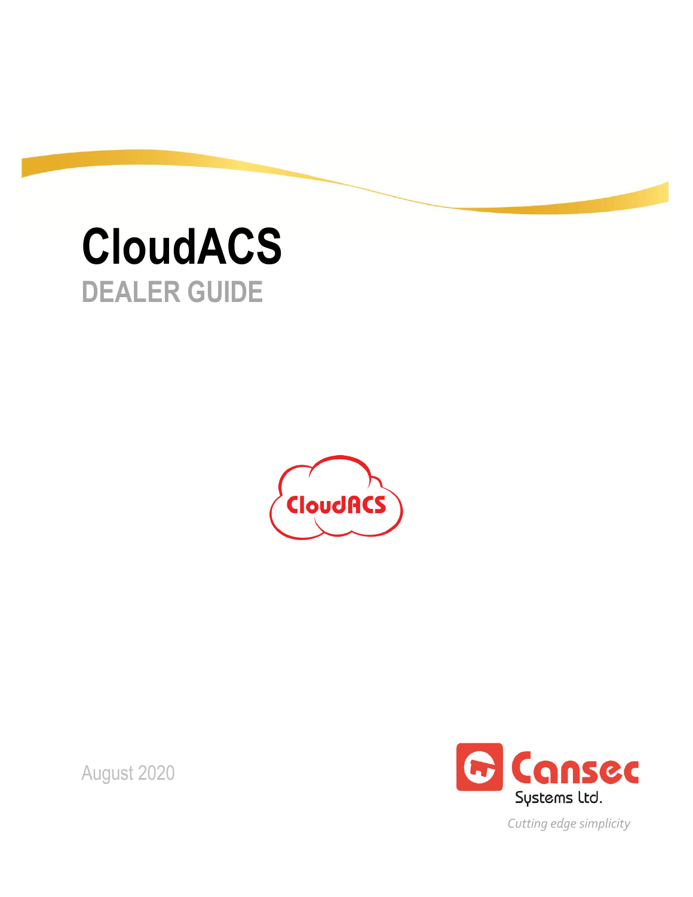# CloudACS

## DEALER GUIDE

August 2020

Cansec Systems Ltd.

*Cutting edge simplicity*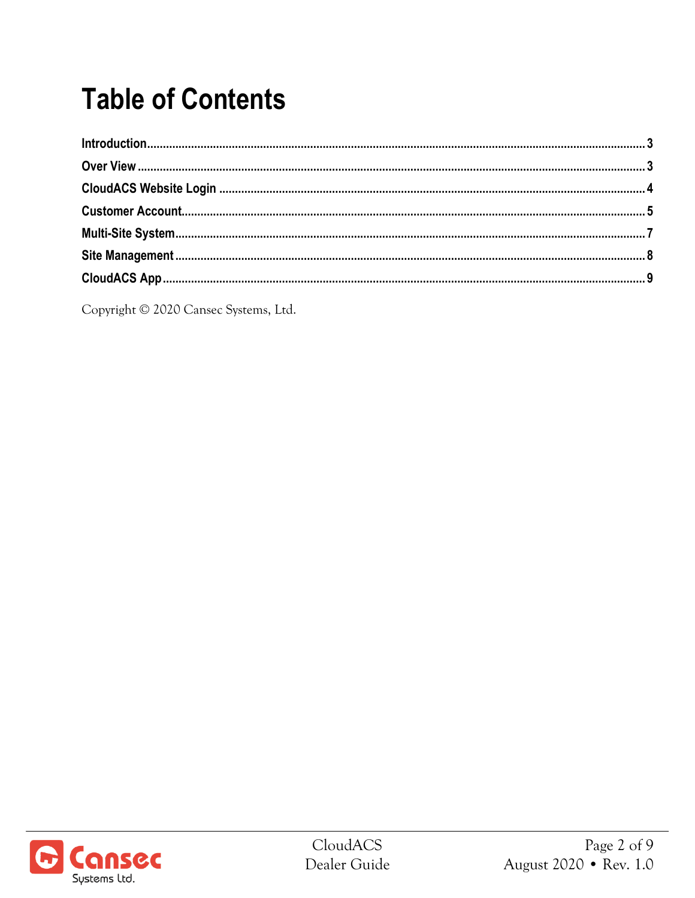# Table of Contents

| | |
|---|---|
| **Introduction** | **3** |
| **Over View** | **3** |
| **CloudACS Website Login** | **4** |
| **Customer Account** | **5** |
| **Multi-Site System** | **7** |
| **Site Management** | **8** |
| **CloudACS App** | **9** |

Copyright © 2020 Cansec Systems, Ltd.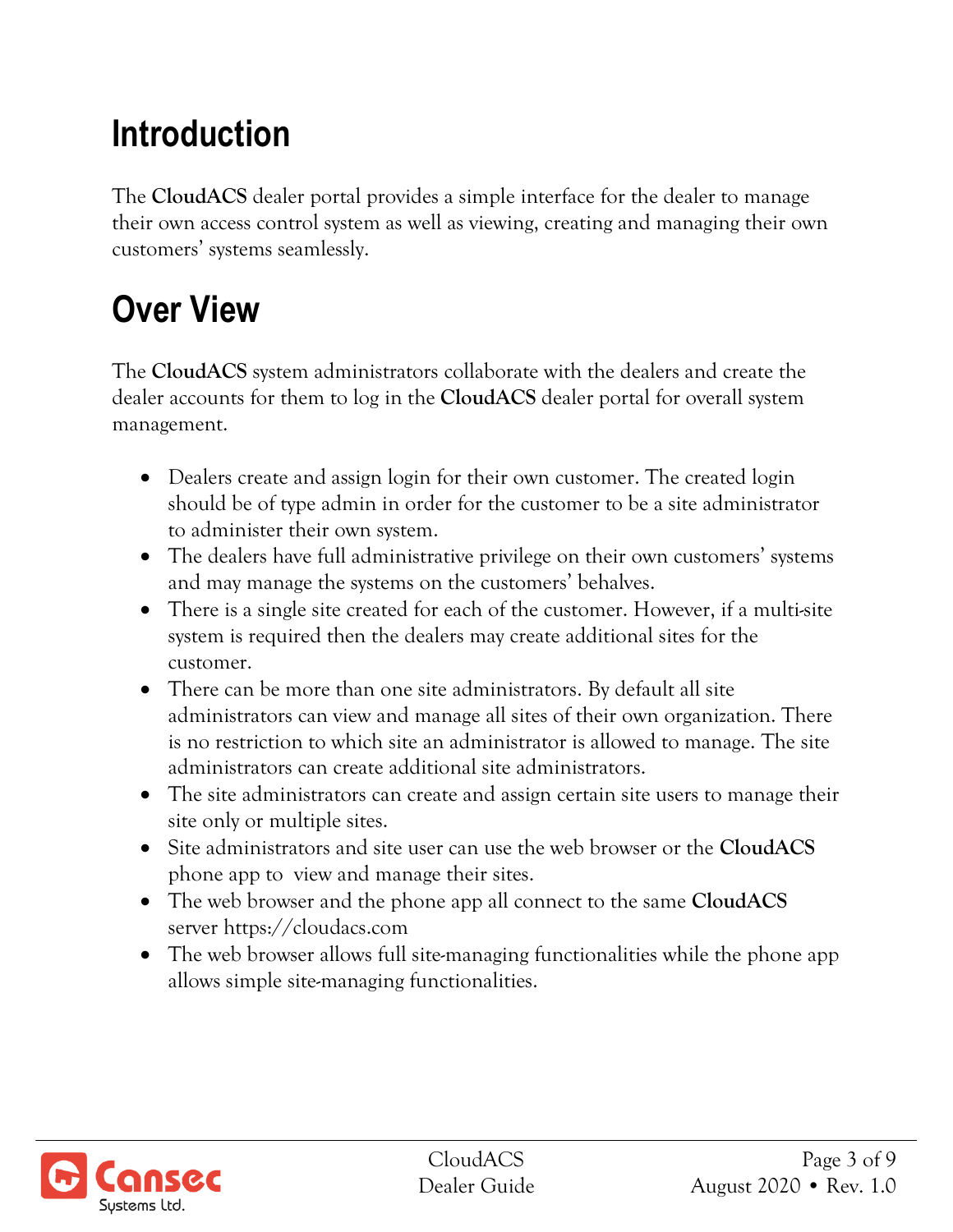# Introduction

The **CloudACS** dealer portal provides a simple interface for the dealer to manage their own access control system as well as viewing, creating and managing their own customers' systems seamlessly.

# Over View

The **CloudACS** system administrators collaborate with the dealers and create the dealer accounts for them to log in the **CloudACS** dealer portal for overall system management.

- Dealers create and assign login for their own customer. The created login should be of type admin in order for the customer to be a site administrator to administer their own system.
- The dealers have full administrative privilege on their own customers' systems and may manage the systems on the customers' behalves.
- There is a single site created for each of the customer. However, if a multi-site system is required then the dealers may create additional sites for the customer.
- There can be more than one site administrators. By default all site administrators can view and manage all sites of their own organization. There is no restriction to which site an administrator is allowed to manage. The site administrators can create additional site administrators.
- The site administrators can create and assign certain site users to manage their site only or multiple sites.
- Site administrators and site user can use the web browser or the **CloudACS** phone app to view and manage their sites.
- The web browser and the phone app all connect to the same **CloudACS** server https://cloudacs.com
- The web browser allows full site-managing functionalities while the phone app allows simple site-managing functionalities.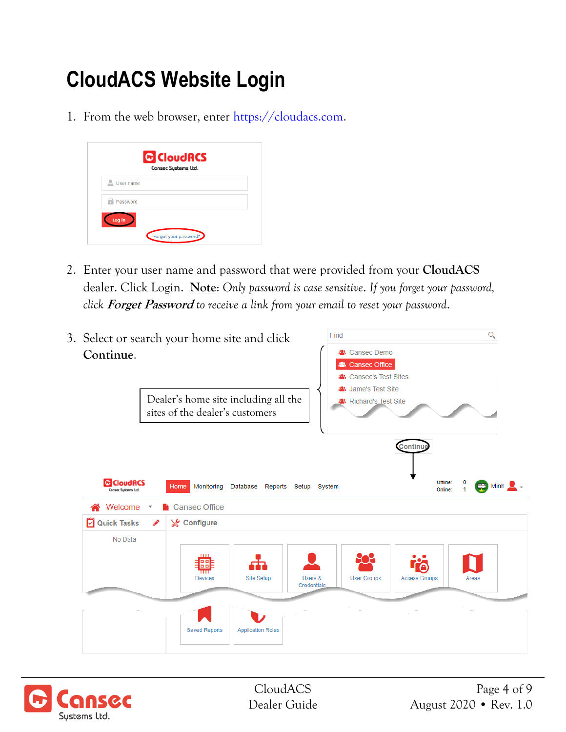# CloudACS Website Login

1. From the web browser, enter https://cloudacs.com.

2. Enter your user name and password that were provided from your **CloudACS** dealer. Click Login. <u>**Note**</u>: *Only password is case sensitive. If you forget your password, click* ***Forget Password*** *to receive a link from your email to reset your password.*

3. Select or search your home site and click **Continue**.

Dealer's home site including all the sites of the dealer's customers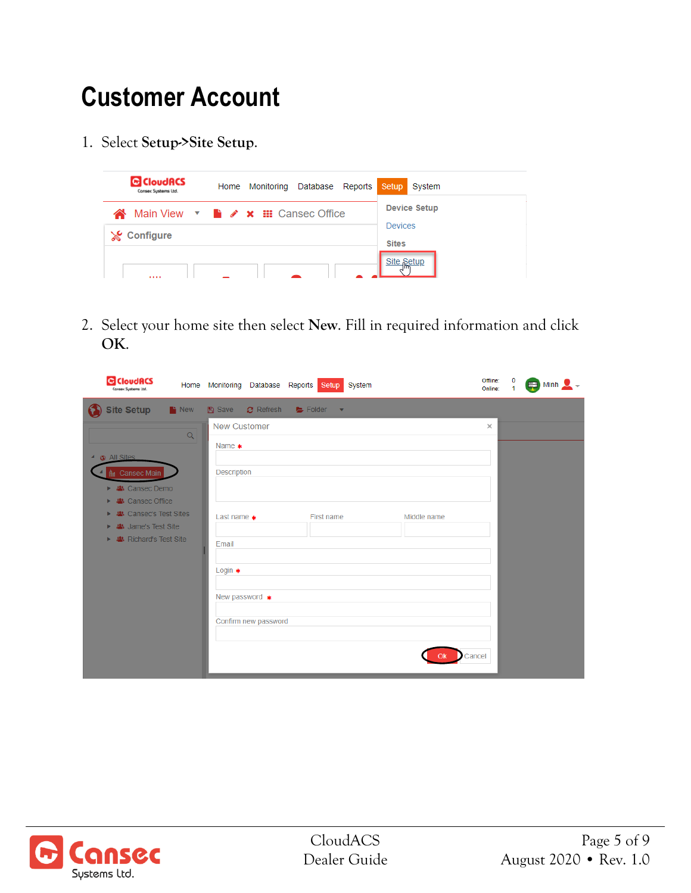# Customer Account

1. Select **Setup->Site Setup**.

2. Select your home site then select **New**. Fill in required information and click **OK**.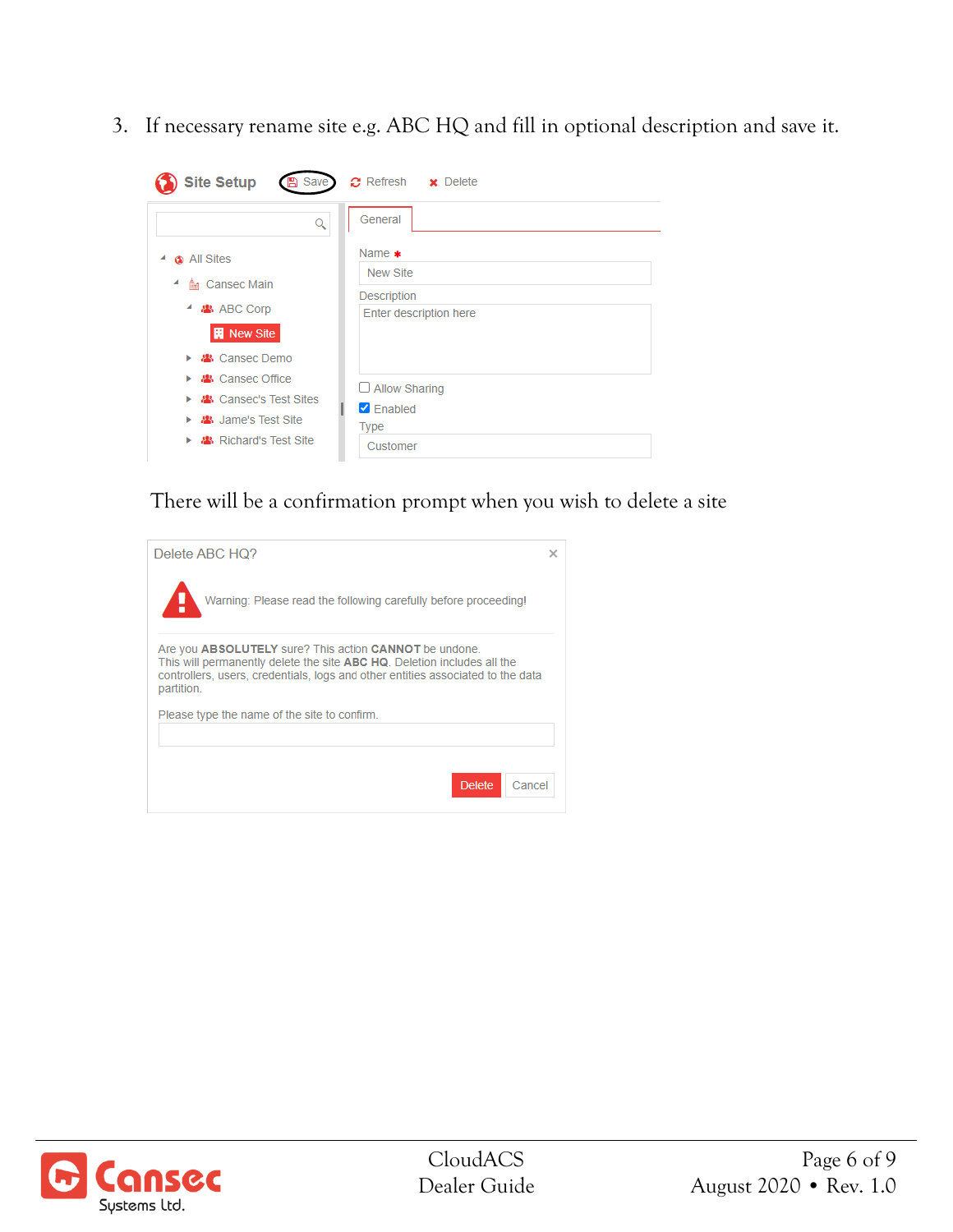3. If necessary rename site e.g. ABC HQ and fill in optional description and save it.

Site Setup | Save | Refresh | Delete

- All Sites
  - Cansec Main
    - ABC Corp
      - New Site
    - Cansec Demo
    - Cansec Office
    - Cansec's Test Sites
    - Jame's Test Site
    - Richard's Test Site

General

Name *

New Site

Description

Enter description here

☐ Allow Sharing

☑ Enabled

Type

Customer

There will be a confirmation prompt when you wish to delete a site

Delete ABC HQ?

Warning: Please read the following carefully before proceeding!

Are you **ABSOLUTELY** sure? This action **CANNOT** be undone.
This will permanently delete the site **ABC HQ**. Deletion includes all the controllers, users, credentials, logs and other entities associated to the data partition.

Please type the name of the site to confirm.

Delete | Cancel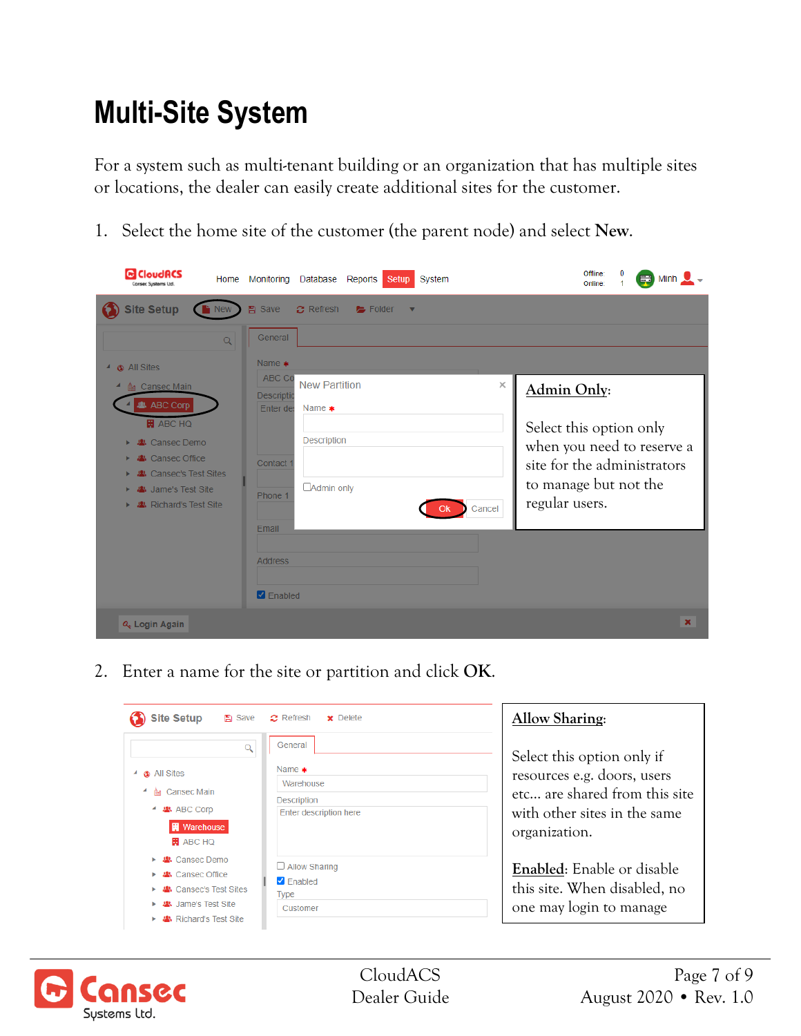# Multi-Site System

For a system such as multi-tenant building or an organization that has multiple sites or locations, the dealer can easily create additional sites for the customer.

1. Select the home site of the customer (the parent node) and select **New**.

**Admin Only**:

Select this option only when you need to reserve a site for the administrators to manage but not the regular users.

2. Enter a name for the site or partition and click **OK**.

**Allow Sharing**:

Select this option only if resources e.g. doors, users etc... are shared from this site with other sites in the same organization.

**Enabled**: Enable or disable this site. When disabled, no one may login to manage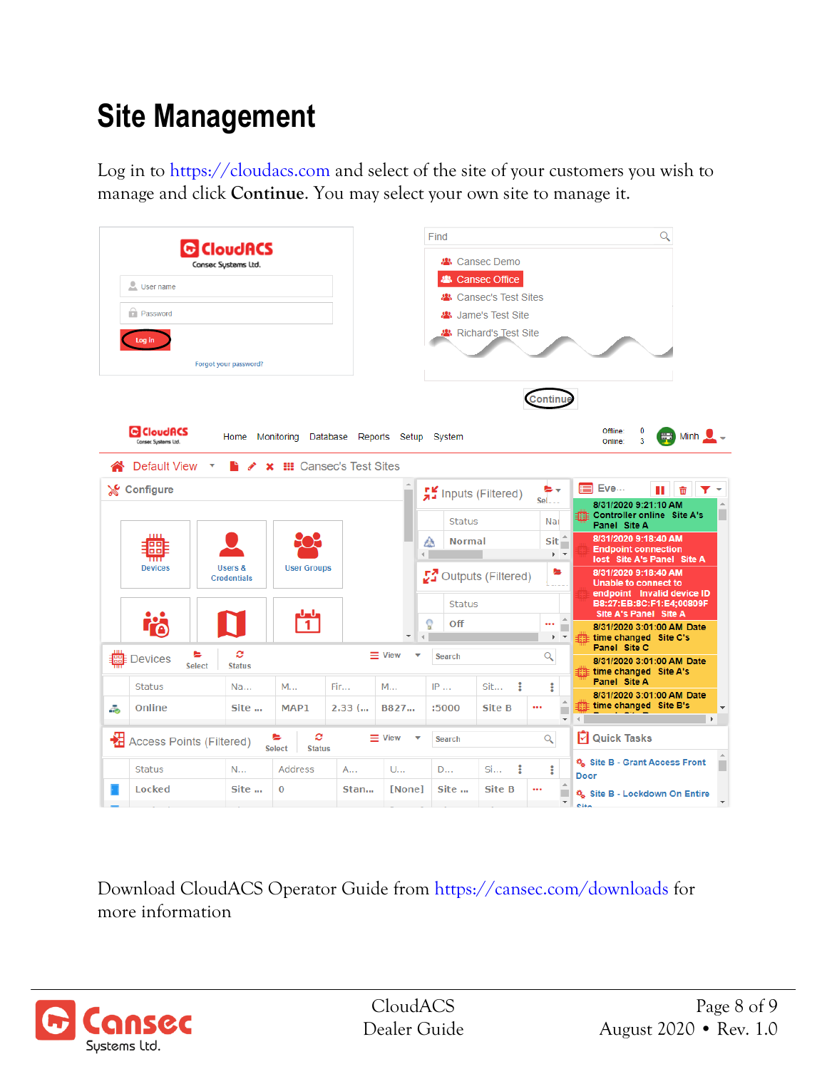# Site Management

Log in to https://cloudacs.com and select of the site of your customers you wish to manage and click **Continue**. You may select your own site to manage it.

Download CloudACS Operator Guide from https://cansec.com/downloads for more information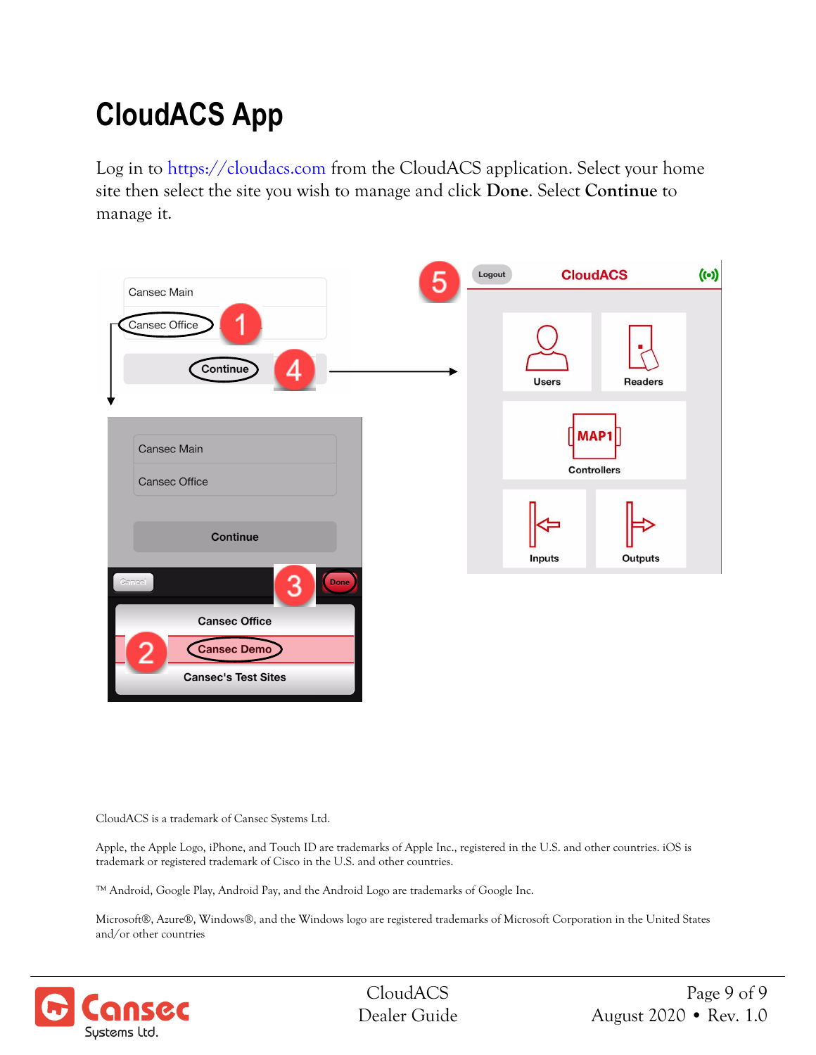# CloudACS App

Log in to https://cloudacs.com from the CloudACS application. Select your home site then select the site you wish to manage and click **Done**. Select **Continue** to manage it.

CloudACS is a trademark of Cansec Systems Ltd.

Apple, the Apple Logo, iPhone, and Touch ID are trademarks of Apple Inc., registered in the U.S. and other countries. iOS is trademark or registered trademark of Cisco in the U.S. and other countries.

™ Android, Google Play, Android Pay, and the Android Logo are trademarks of Google Inc.

Microsoft®, Azure®, Windows®, and the Windows logo are registered trademarks of Microsoft Corporation in the United States and/or other countries